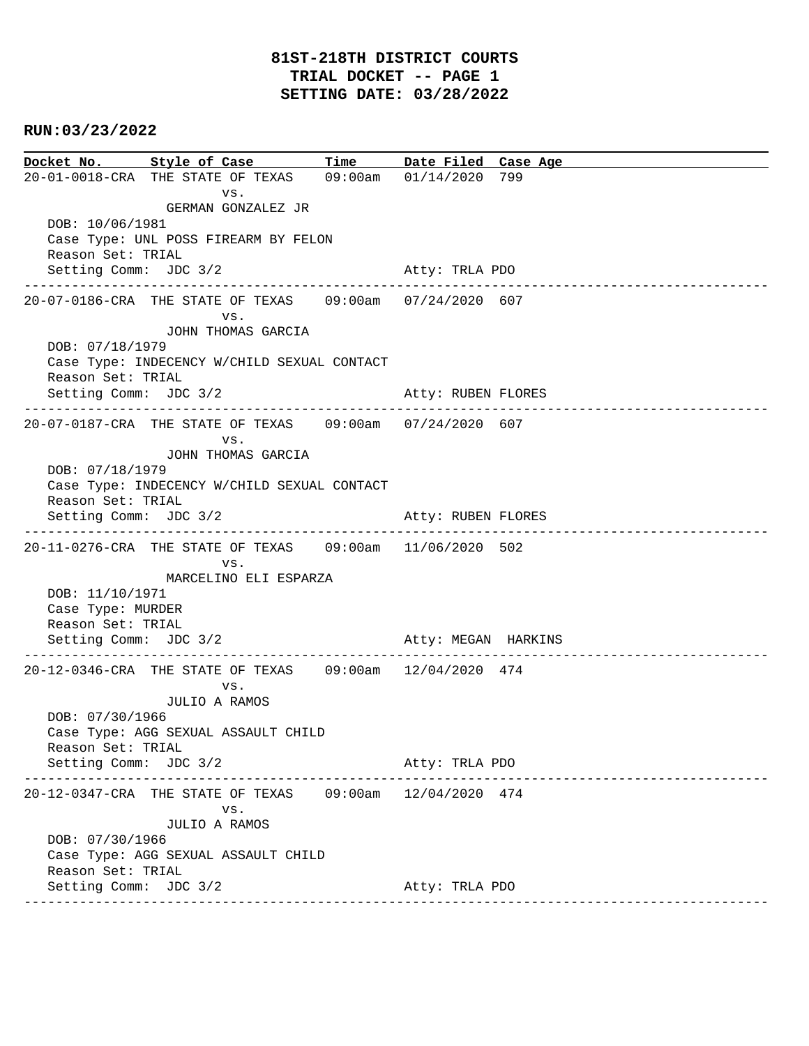# 81ST-218TH DISTRICT COURTS
## TRIAL DOCKET -- PAGE 1
## SETTING DATE: 03/28/2022

**RUN:03/23/2022**

| Docket No. | Style of Case | Time | Date Filed | Case Age |
|---|---|---|---|---|
| 20-01-0018-CRA | THE STATE OF TEXAS vs. GERMAN GONZALEZ JR | 09:00am | 01/14/2020 | 799 |

DOB: 10/06/1981
Case Type: UNL POSS FIREARM BY FELON
Reason Set: TRIAL
Setting Comm: JDC 3/2 — Atty: TRLA PDO

---

| Docket No. | Style of Case | Time | Date Filed | Case Age |
|---|---|---|---|---|
| 20-07-0186-CRA | THE STATE OF TEXAS vs. JOHN THOMAS GARCIA | 09:00am | 07/24/2020 | 607 |

DOB: 07/18/1979
Case Type: INDECENCY W/CHILD SEXUAL CONTACT
Reason Set: TRIAL
Setting Comm: JDC 3/2 — Atty: RUBEN FLORES

---

| Docket No. | Style of Case | Time | Date Filed | Case Age |
|---|---|---|---|---|
| 20-07-0187-CRA | THE STATE OF TEXAS vs. JOHN THOMAS GARCIA | 09:00am | 07/24/2020 | 607 |

DOB: 07/18/1979
Case Type: INDECENCY W/CHILD SEXUAL CONTACT
Reason Set: TRIAL
Setting Comm: JDC 3/2 — Atty: RUBEN FLORES

---

| Docket No. | Style of Case | Time | Date Filed | Case Age |
|---|---|---|---|---|
| 20-11-0276-CRA | THE STATE OF TEXAS vs. MARCELINO ELI ESPARZA | 09:00am | 11/06/2020 | 502 |

DOB: 11/10/1971
Case Type: MURDER
Reason Set: TRIAL
Setting Comm: JDC 3/2 — Atty: MEGAN HARKINS

---

| Docket No. | Style of Case | Time | Date Filed | Case Age |
|---|---|---|---|---|
| 20-12-0346-CRA | THE STATE OF TEXAS vs. JULIO A RAMOS | 09:00am | 12/04/2020 | 474 |

DOB: 07/30/1966
Case Type: AGG SEXUAL ASSAULT CHILD
Reason Set: TRIAL
Setting Comm: JDC 3/2 — Atty: TRLA PDO

---

| Docket No. | Style of Case | Time | Date Filed | Case Age |
|---|---|---|---|---|
| 20-12-0347-CRA | THE STATE OF TEXAS vs. JULIO A RAMOS | 09:00am | 12/04/2020 | 474 |

DOB: 07/30/1966
Case Type: AGG SEXUAL ASSAULT CHILD
Reason Set: TRIAL
Setting Comm: JDC 3/2 — Atty: TRLA PDO

---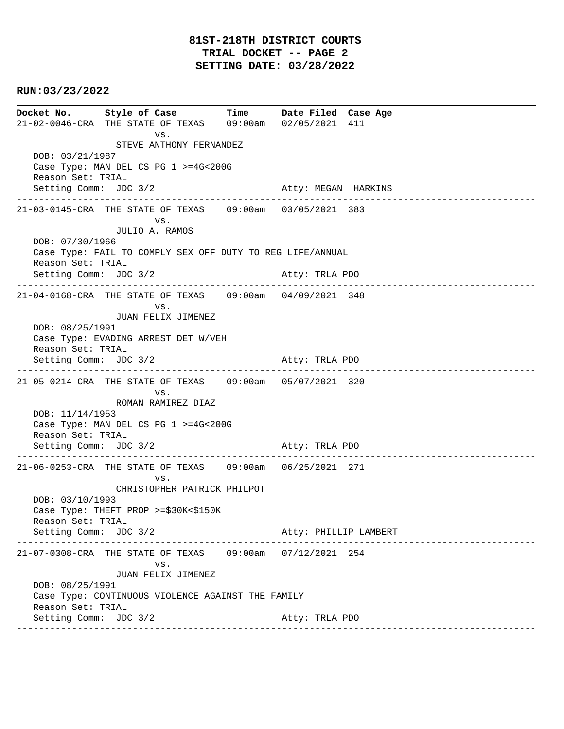# 81ST-218TH DISTRICT COURTS
# TRIAL DOCKET -- PAGE 2
# SETTING DATE: 03/28/2022

**RUN:03/23/2022**

| Docket No. | Style of Case | Time | Date Filed | Case Age |
|---|---|---|---|---|

21-02-0046-CRA THE STATE OF TEXAS 09:00am 02/05/2021 411
vs.
STEVE ANTHONY FERNANDEZ
DOB: 03/21/1987
Case Type: MAN DEL CS PG 1 >=4G<200G
Reason Set: TRIAL
Setting Comm: JDC 3/2 Atty: MEGAN HARKINS

---

21-03-0145-CRA THE STATE OF TEXAS 09:00am 03/05/2021 383
vs.
JULIO A. RAMOS
DOB: 07/30/1966
Case Type: FAIL TO COMPLY SEX OFF DUTY TO REG LIFE/ANNUAL
Reason Set: TRIAL
Setting Comm: JDC 3/2 Atty: TRLA PDO

---

21-04-0168-CRA THE STATE OF TEXAS 09:00am 04/09/2021 348
vs.
JUAN FELIX JIMENEZ
DOB: 08/25/1991
Case Type: EVADING ARREST DET W/VEH
Reason Set: TRIAL
Setting Comm: JDC 3/2 Atty: TRLA PDO

---

21-05-0214-CRA THE STATE OF TEXAS 09:00am 05/07/2021 320
vs.
ROMAN RAMIREZ DIAZ
DOB: 11/14/1953
Case Type: MAN DEL CS PG 1 >=4G<200G
Reason Set: TRIAL
Setting Comm: JDC 3/2 Atty: TRLA PDO

---

21-06-0253-CRA THE STATE OF TEXAS 09:00am 06/25/2021 271
vs.
CHRISTOPHER PATRICK PHILPOT
DOB: 03/10/1993
Case Type: THEFT PROP >=$30K<$150K
Reason Set: TRIAL
Setting Comm: JDC 3/2 Atty: PHILLIP LAMBERT

---

21-07-0308-CRA THE STATE OF TEXAS 09:00am 07/12/2021 254
vs.
JUAN FELIX JIMENEZ
DOB: 08/25/1991
Case Type: CONTINUOUS VIOLENCE AGAINST THE FAMILY
Reason Set: TRIAL
Setting Comm: JDC 3/2 Atty: TRLA PDO

---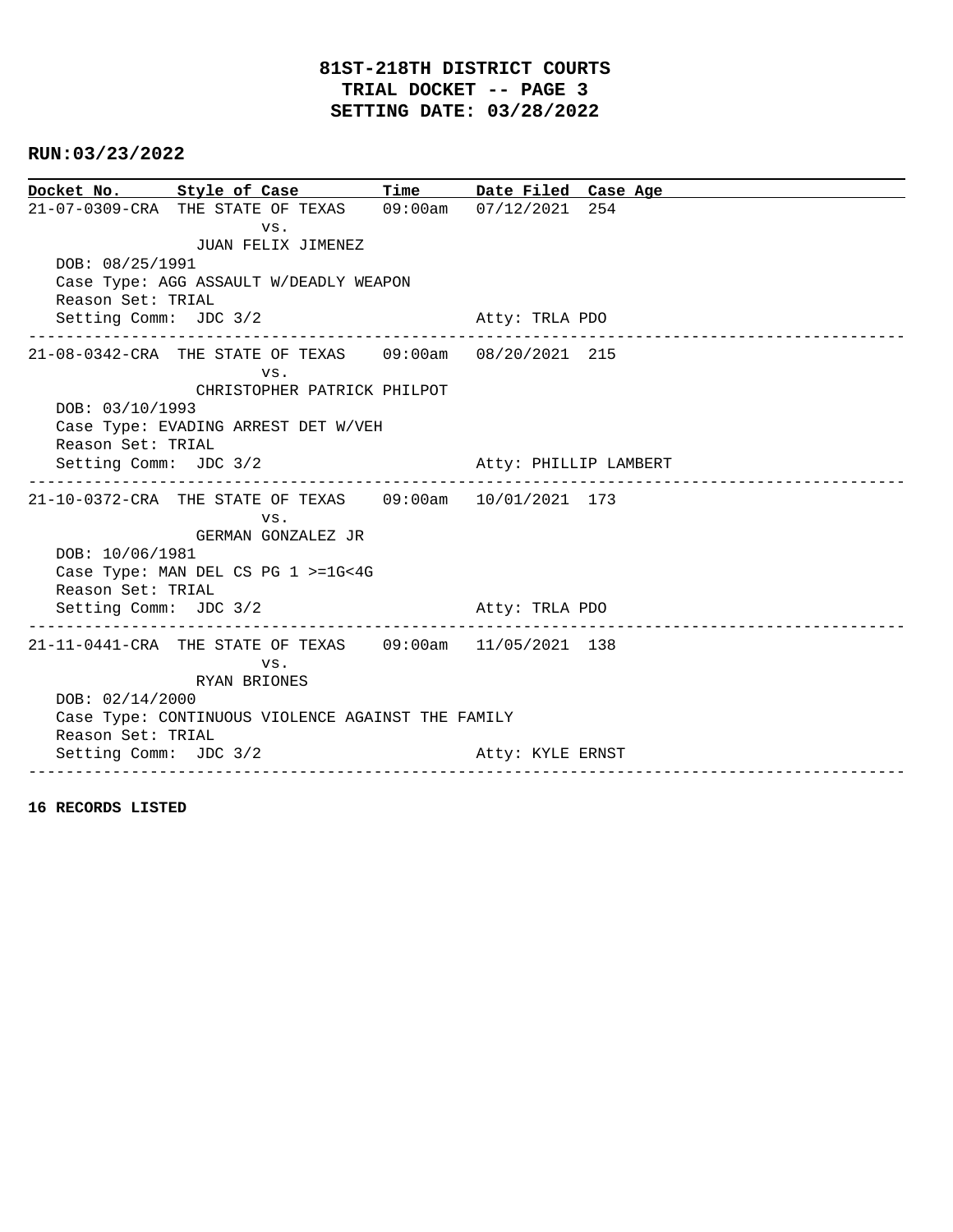**81ST-218TH DISTRICT COURTS**
**TRIAL DOCKET -- PAGE 3**
**SETTING DATE: 03/28/2022**

**RUN:03/23/2022**

| Docket No. | Style of Case | Time | Date Filed | Case Age |
|---|---|---|---|---|
| 21-07-0309-CRA | THE STATE OF TEXAS vs. JUAN FELIX JIMENEZ | 09:00am | 07/12/2021 | 254 |

DOB: 08/25/1991
Case Type: AGG ASSAULT W/DEADLY WEAPON
Reason Set: TRIAL
Setting Comm: JDC 3/2 — Atty: TRLA PDO

---

| Docket No. | Style of Case | Time | Date Filed | Case Age |
|---|---|---|---|---|
| 21-08-0342-CRA | THE STATE OF TEXAS vs. CHRISTOPHER PATRICK PHILPOT | 09:00am | 08/20/2021 | 215 |

DOB: 03/10/1993
Case Type: EVADING ARREST DET W/VEH
Reason Set: TRIAL
Setting Comm: JDC 3/2 — Atty: PHILLIP LAMBERT

---

| Docket No. | Style of Case | Time | Date Filed | Case Age |
|---|---|---|---|---|
| 21-10-0372-CRA | THE STATE OF TEXAS vs. GERMAN GONZALEZ JR | 09:00am | 10/01/2021 | 173 |

DOB: 10/06/1981
Case Type: MAN DEL CS PG 1 >=1G<4G
Reason Set: TRIAL
Setting Comm: JDC 3/2 — Atty: TRLA PDO

---

| Docket No. | Style of Case | Time | Date Filed | Case Age |
|---|---|---|---|---|
| 21-11-0441-CRA | THE STATE OF TEXAS vs. RYAN BRIONES | 09:00am | 11/05/2021 | 138 |

DOB: 02/14/2000
Case Type: CONTINUOUS VIOLENCE AGAINST THE FAMILY
Reason Set: TRIAL
Setting Comm: JDC 3/2 — Atty: KYLE ERNST

---

**16 RECORDS LISTED**